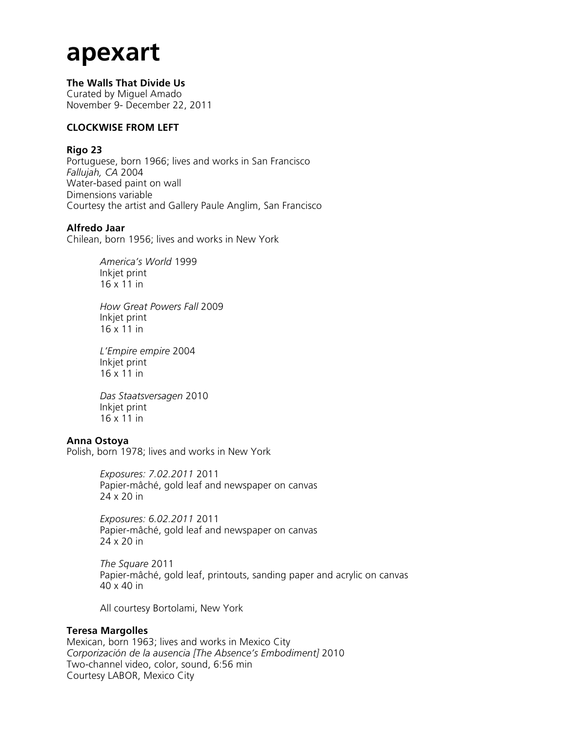# apexart

**The Walls That Divide Us**
Curated by Miguel Amado
November 9- December 22, 2011

**CLOCKWISE FROM LEFT**

**Rigo 23**
Portuguese, born 1966; lives and works in San Francisco
*Fallujah, CA* 2004
Water-based paint on wall
Dimensions variable
Courtesy the artist and Gallery Paule Anglim, San Francisco

**Alfredo Jaar**
Chilean, born 1956; lives and works in New York

*America's World* 1999
Inkjet print
16 x 11 in

*How Great Powers Fall* 2009
Inkjet print
16 x 11 in

*L'Empire empire* 2004
Inkjet print
16 x 11 in

*Das Staatsversagen* 2010
Inkjet print
16 x 11 in

**Anna Ostoya**
Polish, born 1978; lives and works in New York

*Exposures: 7.02.2011* 2011
Papier-mâché, gold leaf and newspaper on canvas
24 x 20 in

*Exposures: 6.02.2011* 2011
Papier-mâché, gold leaf and newspaper on canvas
24 x 20 in

*The Square* 2011
Papier-mâché, gold leaf, printouts, sanding paper and acrylic on canvas
40 x 40 in

All courtesy Bortolami, New York

**Teresa Margolles**
Mexican, born 1963; lives and works in Mexico City
*Corporización de la ausencia [The Absence's Embodiment]* 2010
Two-channel video, color, sound, 6:56 min
Courtesy LABOR, Mexico City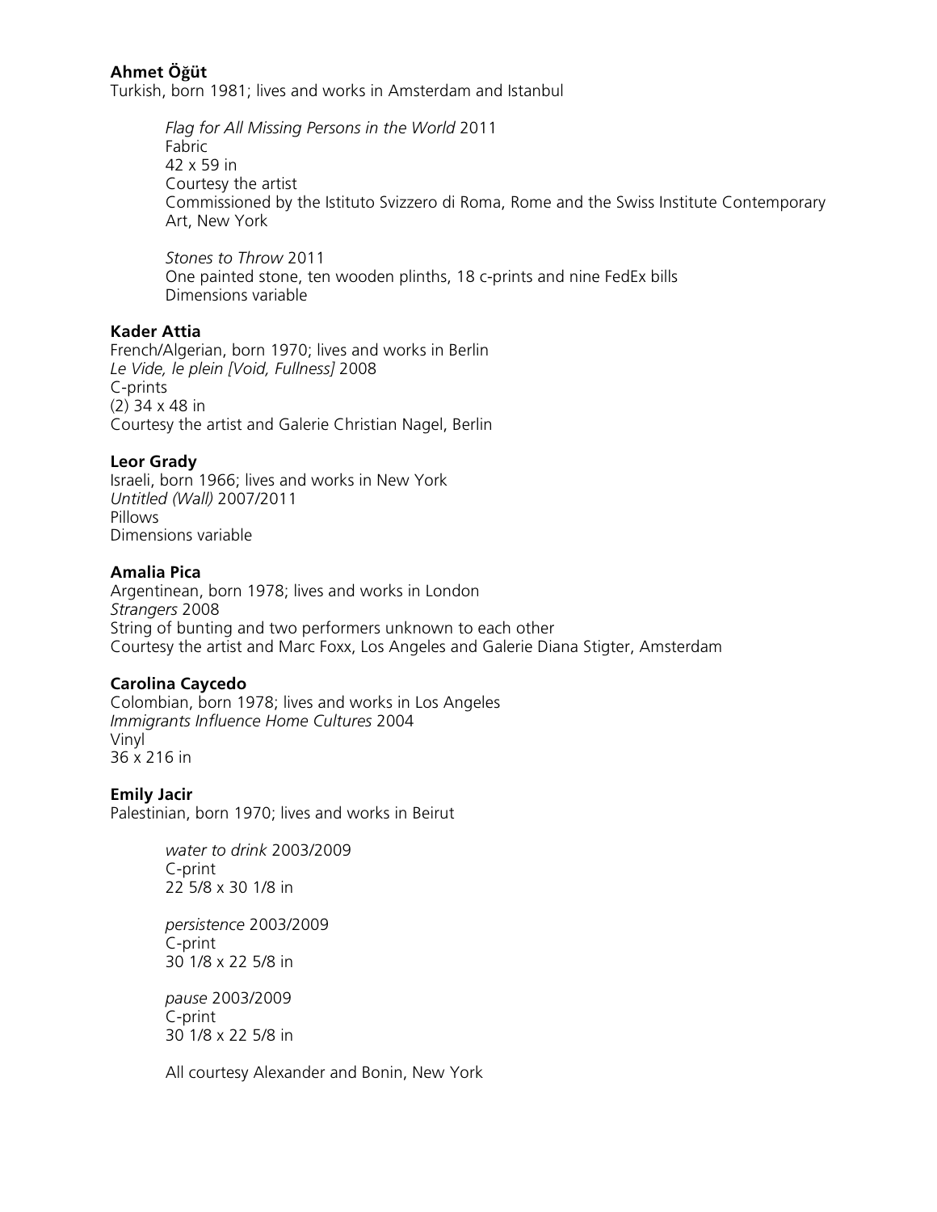**Ahmet Öğüt**
Turkish, born 1981; lives and works in Amsterdam and Istanbul

*Flag for All Missing Persons in the World* 2011
Fabric
42 x 59 in
Courtesy the artist
Commissioned by the Istituto Svizzero di Roma, Rome and the Swiss Institute Contemporary Art, New York

*Stones to Throw* 2011
One painted stone, ten wooden plinths, 18 c-prints and nine FedEx bills
Dimensions variable

**Kader Attia**
French/Algerian, born 1970; lives and works in Berlin
*Le Vide, le plein [Void, Fullness]* 2008
C-prints
(2) 34 x 48 in
Courtesy the artist and Galerie Christian Nagel, Berlin

**Leor Grady**
Israeli, born 1966; lives and works in New York
*Untitled (Wall)* 2007/2011
Pillows
Dimensions variable

**Amalia Pica**
Argentinean, born 1978; lives and works in London
*Strangers* 2008
String of bunting and two performers unknown to each other
Courtesy the artist and Marc Foxx, Los Angeles and Galerie Diana Stigter, Amsterdam

**Carolina Caycedo**
Colombian, born 1978; lives and works in Los Angeles
*Immigrants Influence Home Cultures* 2004
Vinyl
36 x 216 in

**Emily Jacir**
Palestinian, born 1970; lives and works in Beirut

*water to drink* 2003/2009
C-print
22 5/8 x 30 1/8 in

*persistence* 2003/2009
C-print
30 1/8 x 22 5/8 in

*pause* 2003/2009
C-print
30 1/8 x 22 5/8 in

All courtesy Alexander and Bonin, New York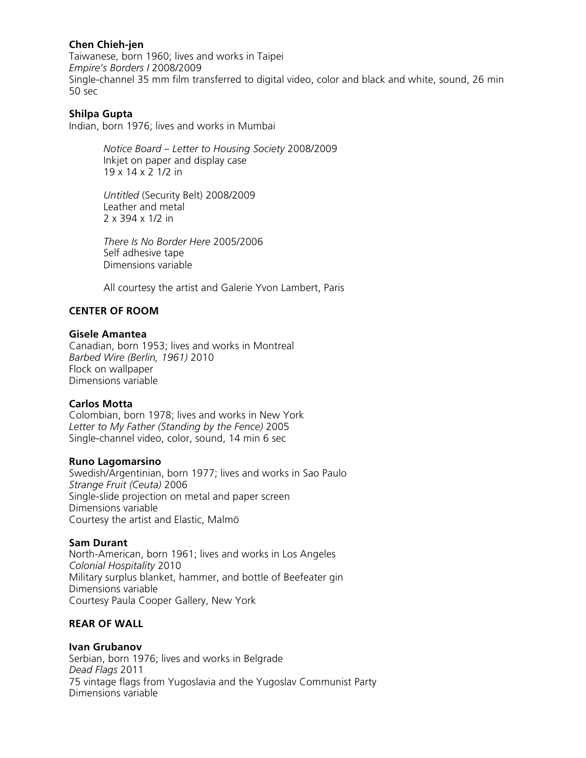**Chen Chieh-jen**
Taiwanese, born 1960; lives and works in Taipei
*Empire's Borders I* 2008/2009
Single-channel 35 mm film transferred to digital video, color and black and white, sound, 26 min 50 sec

**Shilpa Gupta**
Indian, born 1976; lives and works in Mumbai

> *Notice Board – Letter to Housing Society* 2008/2009
> Inkjet on paper and display case
> 19 x 14 x 2 1/2 in
>
> *Untitled* (Security Belt) 2008/2009
> Leather and metal
> 2 x 394 x 1/2 in
>
> *There Is No Border Here* 2005/2006
> Self adhesive tape
> Dimensions variable
>
> All courtesy the artist and Galerie Yvon Lambert, Paris

**CENTER OF ROOM**

**Gisele Amantea**
Canadian, born 1953; lives and works in Montreal
*Barbed Wire (Berlin, 1961)* 2010
Flock on wallpaper
Dimensions variable

**Carlos Motta**
Colombian, born 1978; lives and works in New York
*Letter to My Father (Standing by the Fence)* 2005
Single-channel video, color, sound, 14 min 6 sec

**Runo Lagomarsino**
Swedish/Argentinian, born 1977; lives and works in Sao Paulo
*Strange Fruit (Ceuta)* 2006
Single-slide projection on metal and paper screen
Dimensions variable
Courtesy the artist and Elastic, Malmö

**Sam Durant**
North-American, born 1961; lives and works in Los Angeles
*Colonial Hospitality* 2010
Military surplus blanket, hammer, and bottle of Beefeater gin
Dimensions variable
Courtesy Paula Cooper Gallery, New York

**REAR OF WALL**

**Ivan Grubanov**
Serbian, born 1976; lives and works in Belgrade
*Dead Flags* 2011
75 vintage flags from Yugoslavia and the Yugoslav Communist Party
Dimensions variable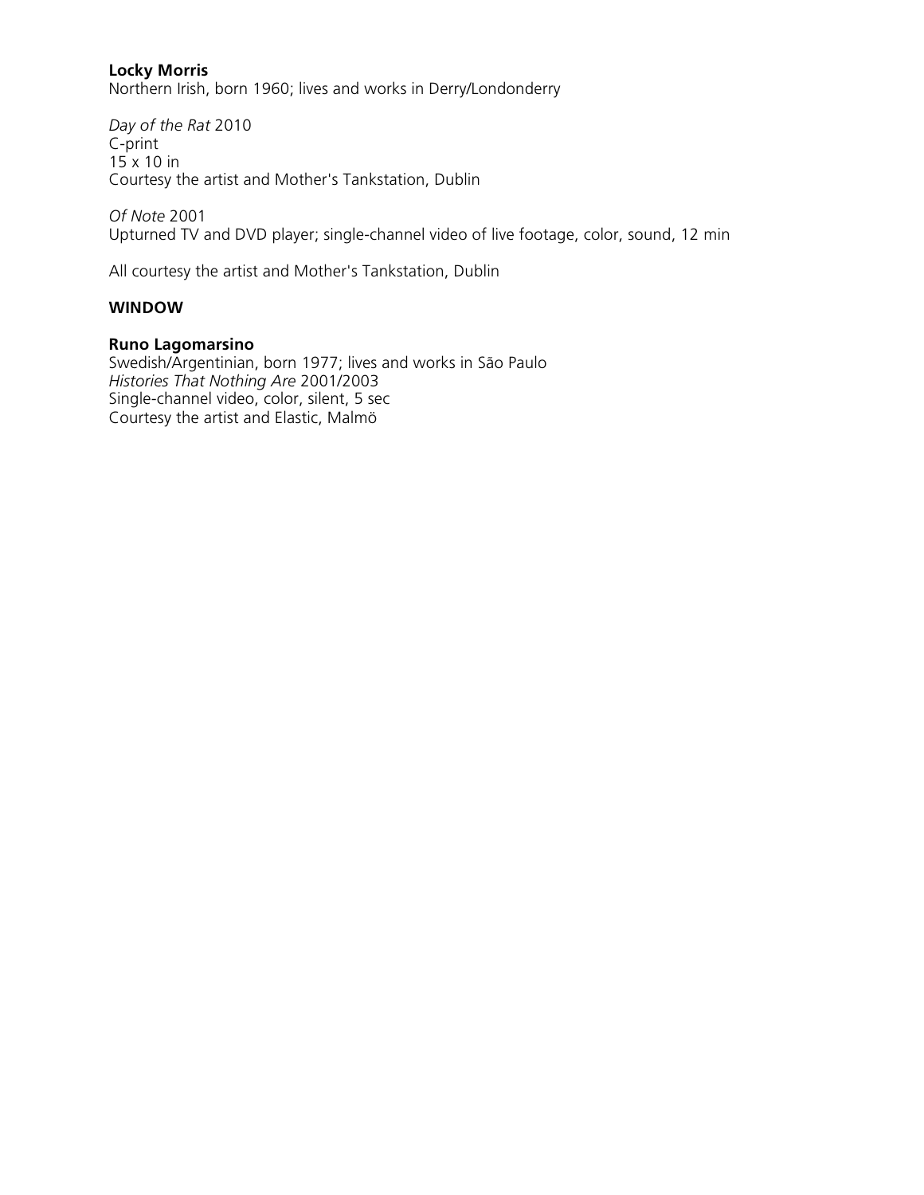**Locky Morris**
Northern Irish, born 1960; lives and works in Derry/Londonderry

*Day of the Rat* 2010
C-print
15 x 10 in
Courtesy the artist and Mother's Tankstation, Dublin

*Of Note* 2001
Upturned TV and DVD player; single-channel video of live footage, color, sound, 12 min

All courtesy the artist and Mother's Tankstation, Dublin

**WINDOW**

**Runo Lagomarsino**
Swedish/Argentinian, born 1977; lives and works in São Paulo
*Histories That Nothing Are* 2001/2003
Single-channel video, color, silent, 5 sec
Courtesy the artist and Elastic, Malmö